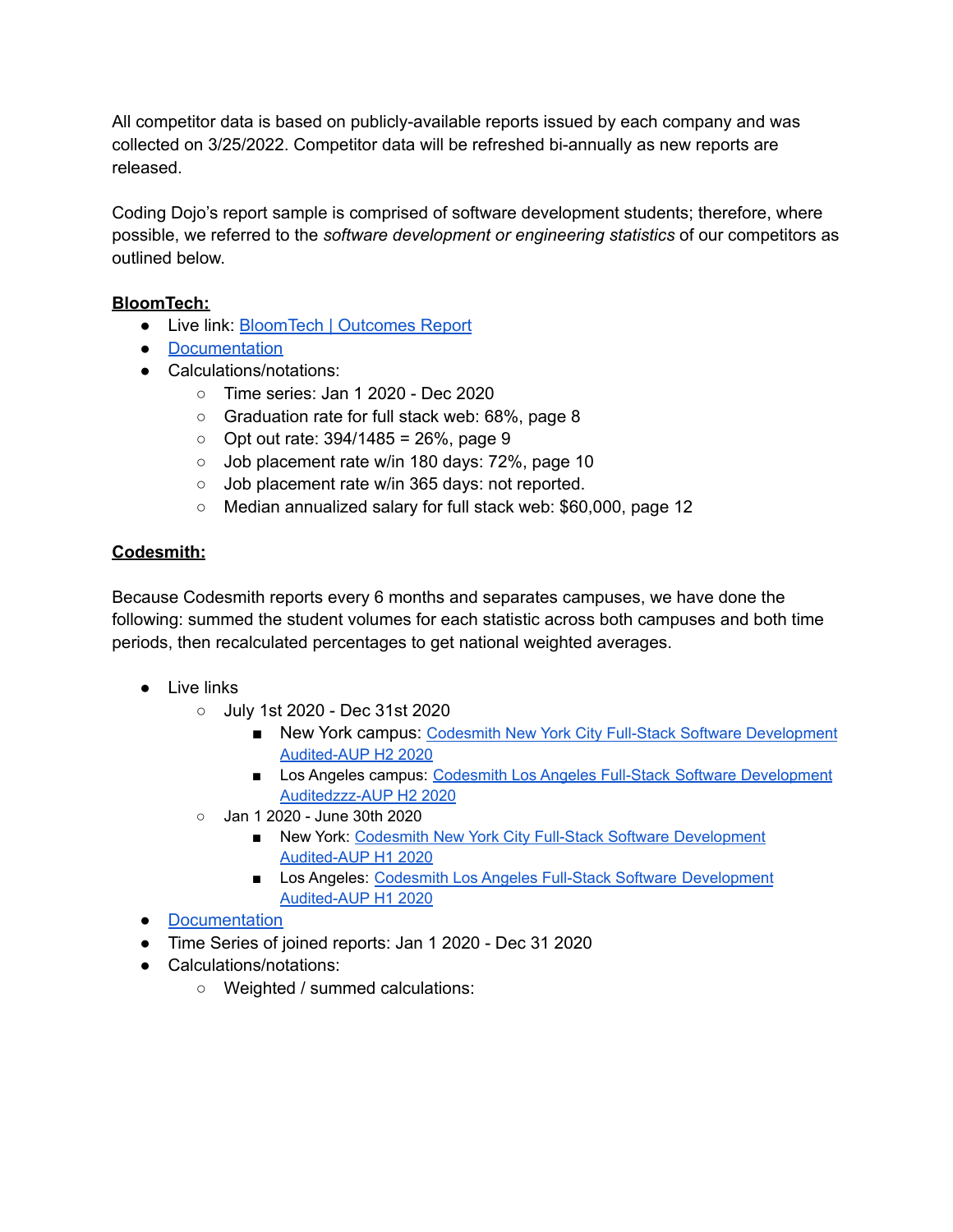All competitor data is based on publicly-available reports issued by each company and was collected on 3/25/2022. Competitor data will be refreshed bi-annually as new reports are released.

Coding Dojo's report sample is comprised of software development students; therefore, where possible, we referred to the *software development or engineering statistics* of our competitors as outlined below.

**BloomTech:**

- Live link: [BloomTech | Outcomes Report]()
- [Documentation]()
- Calculations/notations:
  - Time series: Jan 1 2020 - Dec 2020
  - Graduation rate for full stack web: 68%, page 8
  - Opt out rate: 394/1485 = 26%, page 9
  - Job placement rate w/in 180 days: 72%, page 10
  - Job placement rate w/in 365 days: not reported.
  - Median annualized salary for full stack web: $60,000, page 12

**Codesmith:**

Because Codesmith reports every 6 months and separates campuses, we have done the following: summed the student volumes for each statistic across both campuses and both time periods, then recalculated percentages to get national weighted averages.

- Live links
  - July 1st 2020 - Dec 31st 2020
    - New York campus: [Codesmith New York City Full-Stack Software Development Audited-AUP H2 2020]()
    - Los Angeles campus: [Codesmith Los Angeles Full-Stack Software Development Auditedzzz-AUP H2 2020]()
  - Jan 1 2020 - June 30th 2020
    - New York: [Codesmith New York City Full-Stack Software Development Audited-AUP H1 2020]()
    - Los Angeles: [Codesmith Los Angeles Full-Stack Software Development Audited-AUP H1 2020]()
- [Documentation]()
- Time Series of joined reports: Jan 1 2020 - Dec 31 2020
- Calculations/notations:
  - Weighted / summed calculations: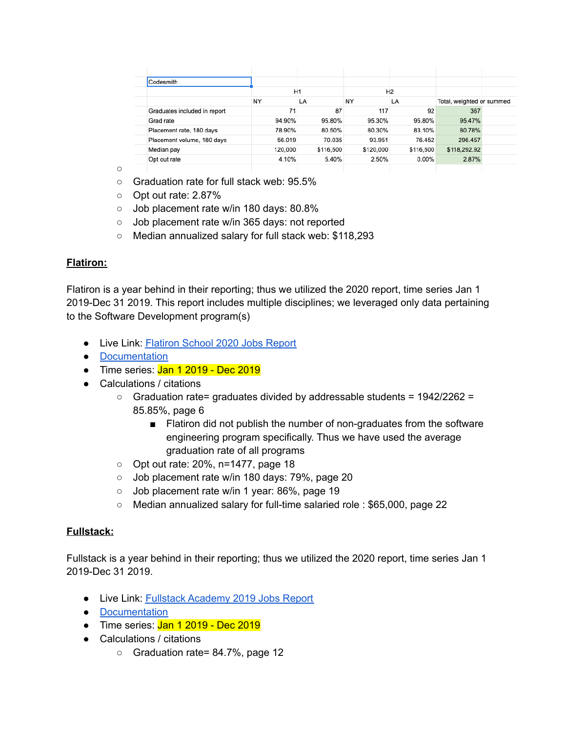| Codesmith | | | | | |
|---|---|---|---|---|---|
| | H1 | | H2 | | |
| | NY | LA | NY | LA | Total, weighted or summed |
| Graduates included in report | 71 | 87 | 117 | 92 | 367 |
| Grad rate | 94.90% | 95.80% | 95.30% | 95.80% | 95.47% |
| Placement rate, 180 days | 78.90% | 80.50% | 80.30% | 83.10% | 80.78% |
| Placement volume, 180 days | 56.019 | 70.035 | 93.951 | 76.452 | 296.457 |
| Median pay | 120,000 | $116,500 | $120,000 | $116,500 | $118,292.92 |
| Opt out rate | 4.10% | 5.40% | 2.50% | 0.00% | 2.87% |

- Graduation rate for full stack web: 95.5%
- Opt out rate: 2.87%
- Job placement rate w/in 180 days: 80.8%
- Job placement rate w/in 365 days: not reported
- Median annualized salary for full stack web: $118,293

**Flatiron:**

Flatiron is a year behind in their reporting; thus we utilized the 2020 report, time series Jan 1 2019-Dec 31 2019. This report includes multiple disciplines; we leveraged only data pertaining to the Software Development program(s)

- Live Link: Flatiron School 2020 Jobs Report
- Documentation
- Time series: Jan 1 2019 - Dec 2019
- Calculations / citations
  - Graduation rate= graduates divided by addressable students = 1942/2262 = 85.85%, page 6
    - Flatiron did not publish the number of non-graduates from the software engineering program specifically. Thus we have used the average graduation rate of all programs
  - Opt out rate: 20%, n=1477, page 18
  - Job placement rate w/in 180 days: 79%, page 20
  - Job placement rate w/in 1 year: 86%, page 19
  - Median annualized salary for full-time salaried role : $65,000, page 22

**Fullstack:**

Fullstack is a year behind in their reporting; thus we utilized the 2020 report, time series Jan 1 2019-Dec 31 2019.

- Live Link: Fullstack Academy 2019 Jobs Report
- Documentation
- Time series: Jan 1 2019 - Dec 2019
- Calculations / citations
  - Graduation rate= 84.7%, page 12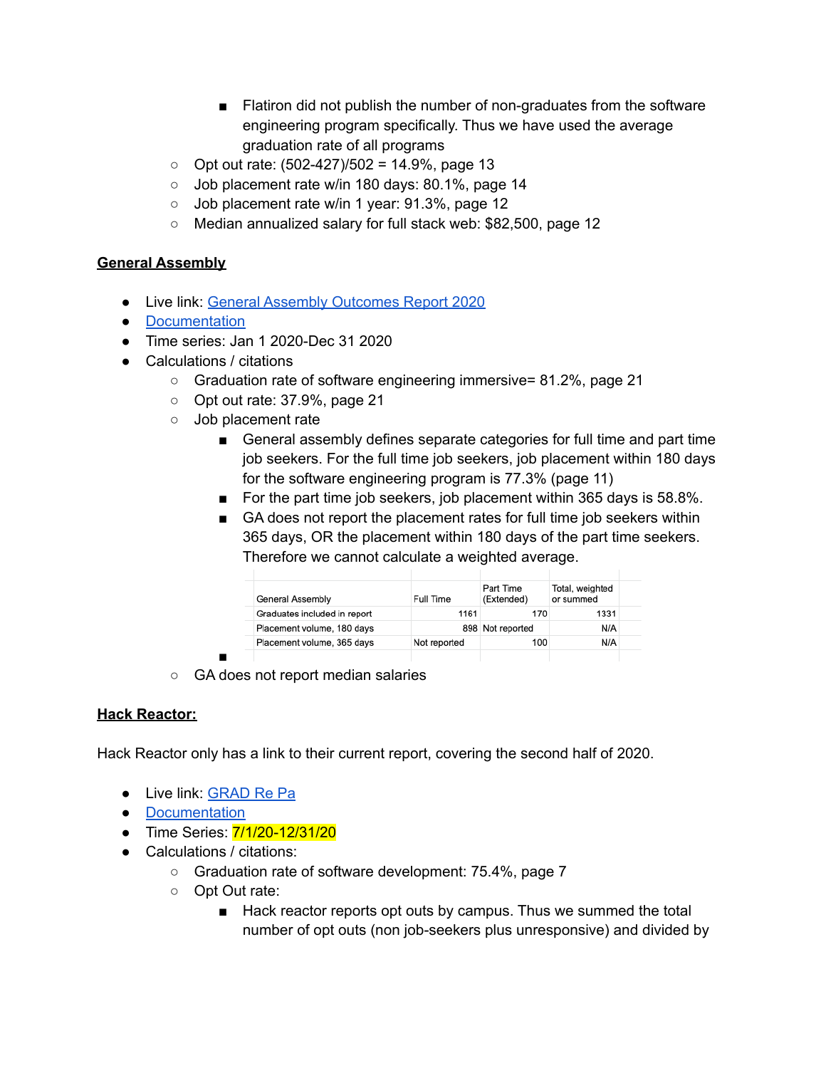- Flatiron did not publish the number of non-graduates from the software engineering program specifically. Thus we have used the average graduation rate of all programs
- Opt out rate: (502-427)/502 = 14.9%, page 13
- Job placement rate w/in 180 days: 80.1%, page 14
- Job placement rate w/in 1 year: 91.3%, page 12
- Median annualized salary for full stack web: $82,500, page 12

**General Assembly**

- Live link: General Assembly Outcomes Report 2020
- Documentation
- Time series: Jan 1 2020-Dec 31 2020
- Calculations / citations
    - Graduation rate of software engineering immersive= 81.2%, page 21
    - Opt out rate: 37.9%, page 21
    - Job placement rate
        - General assembly defines separate categories for full time and part time job seekers. For the full time job seekers, job placement within 180 days for the software engineering program is 77.3% (page 11)
        - For the part time job seekers, job placement within 365 days is 58.8%.
        - GA does not report the placement rates for full time job seekers within 365 days, OR the placement within 180 days of the part time seekers. Therefore we cannot calculate a weighted average.
        - | General Assembly | Full Time | Part Time (Extended) | Total, weighted or summed |
          |---|---|---|---|
          | Graduates included in report | 1161 | 170 | 1331 |
          | Placement volume, 180 days | 898 | Not reported | N/A |
          | Placement volume, 365 days | Not reported | 100 | N/A |
    - GA does not report median salaries

**Hack Reactor:**

Hack Reactor only has a link to their current report, covering the second half of 2020.

- Live link: GRAD Re Pa
- Documentation
- Time Series: 7/1/20-12/31/20
- Calculations / citations:
    - Graduation rate of software development: 75.4%, page 7
    - Opt Out rate:
        - Hack reactor reports opt outs by campus. Thus we summed the total number of opt outs (non job-seekers plus unresponsive) and divided by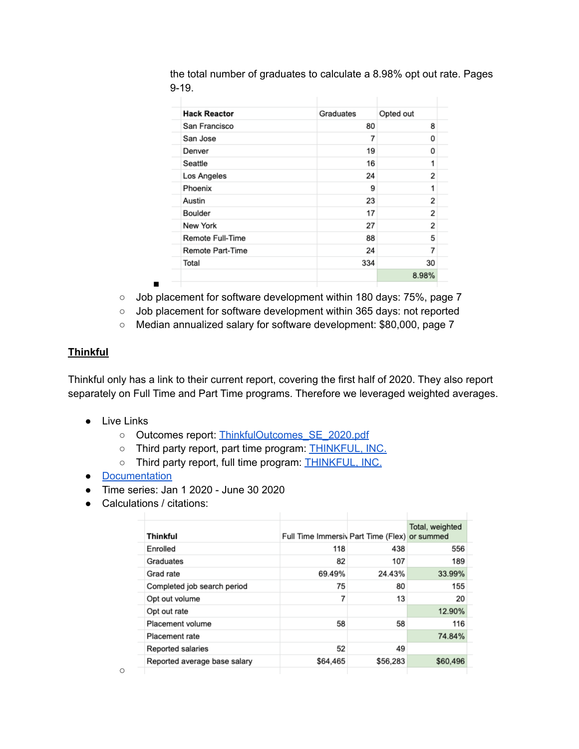the total number of graduates to calculate a 8.98% opt out rate. Pages 9-19.

| Hack Reactor | Graduates | Opted out |
|---|---|---|
| San Francisco | 80 | 8 |
| San Jose | 7 | 0 |
| Denver | 19 | 0 |
| Seattle | 16 | 1 |
| Los Angeles | 24 | 2 |
| Phoenix | 9 | 1 |
| Austin | 23 | 2 |
| Boulder | 17 | 2 |
| New York | 27 | 2 |
| Remote Full-Time | 88 | 5 |
| Remote Part-Time | 24 | 7 |
| Total | 334 | 30 |
| | | 8.98% |

- Job placement for software development within 180 days: 75%, page 7
- Job placement for software development within 365 days: not reported
- Median annualized salary for software development: $80,000, page 7

## Thinkful

Thinkful only has a link to their current report, covering the first half of 2020. They also report separately on Full Time and Part Time programs. Therefore we leveraged weighted averages.

- Live Links
  - Outcomes report: ThinkfulOutcomes_SE_2020.pdf
  - Third party report, part time program: THINKFUL, INC.
  - Third party report, full time program: THINKFUL, INC.
- Documentation
- Time series: Jan 1 2020 - June 30 2020
- Calculations / citations:

| Thinkful | Full Time Immersi | Part Time (Flex) | Total, weighted or summed |
|---|---|---|---|
| Enrolled | 118 | 438 | 556 |
| Graduates | 82 | 107 | 189 |
| Grad rate | 69.49% | 24.43% | 33.99% |
| Completed job search period | 75 | 80 | 155 |
| Opt out volume | 7 | 13 | 20 |
| Opt out rate | | | 12.90% |
| Placement volume | 58 | 58 | 116 |
| Placement rate | | | 74.84% |
| Reported salaries | 52 | 49 | |
| Reported average base salary | $64,465 | $56,283 | $60,496 |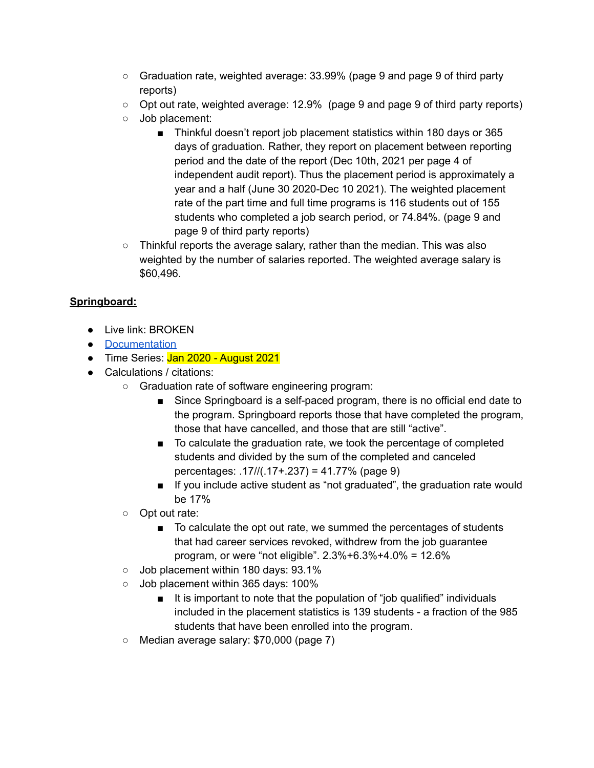- Graduation rate, weighted average: 33.99% (page 9 and page 9 of third party reports)
    - Opt out rate, weighted average: 12.9% (page 9 and page 9 of third party reports)
    - Job placement:
        - Thinkful doesn't report job placement statistics within 180 days or 365 days of graduation. Rather, they report on placement between reporting period and the date of the report (Dec 10th, 2021 per page 4 of independent audit report). Thus the placement period is approximately a year and a half (June 30 2020-Dec 10 2021). The weighted placement rate of the part time and full time programs is 116 students out of 155 students who completed a job search period, or 74.84%. (page 9 and page 9 of third party reports)
    - Thinkful reports the average salary, rather than the median. This was also weighted by the number of salaries reported. The weighted average salary is $60,496.

**Springboard:**

- Live link: BROKEN
- Documentation
- Time Series: Jan 2020 - August 2021
- Calculations / citations:
    - Graduation rate of software engineering program:
        - Since Springboard is a self-paced program, there is no official end date to the program. Springboard reports those that have completed the program, those that have cancelled, and those that are still "active".
        - To calculate the graduation rate, we took the percentage of completed students and divided by the sum of the completed and canceled percentages: .17//(.17+.237) = 41.77% (page 9)
        - If you include active student as "not graduated", the graduation rate would be 17%
    - Opt out rate:
        - To calculate the opt out rate, we summed the percentages of students that had career services revoked, withdrew from the job guarantee program, or were "not eligible". 2.3%+6.3%+4.0% = 12.6%
    - Job placement within 180 days: 93.1%
    - Job placement within 365 days: 100%
        - It is important to note that the population of "job qualified" individuals included in the placement statistics is 139 students - a fraction of the 985 students that have been enrolled into the program.
    - Median average salary: $70,000 (page 7)